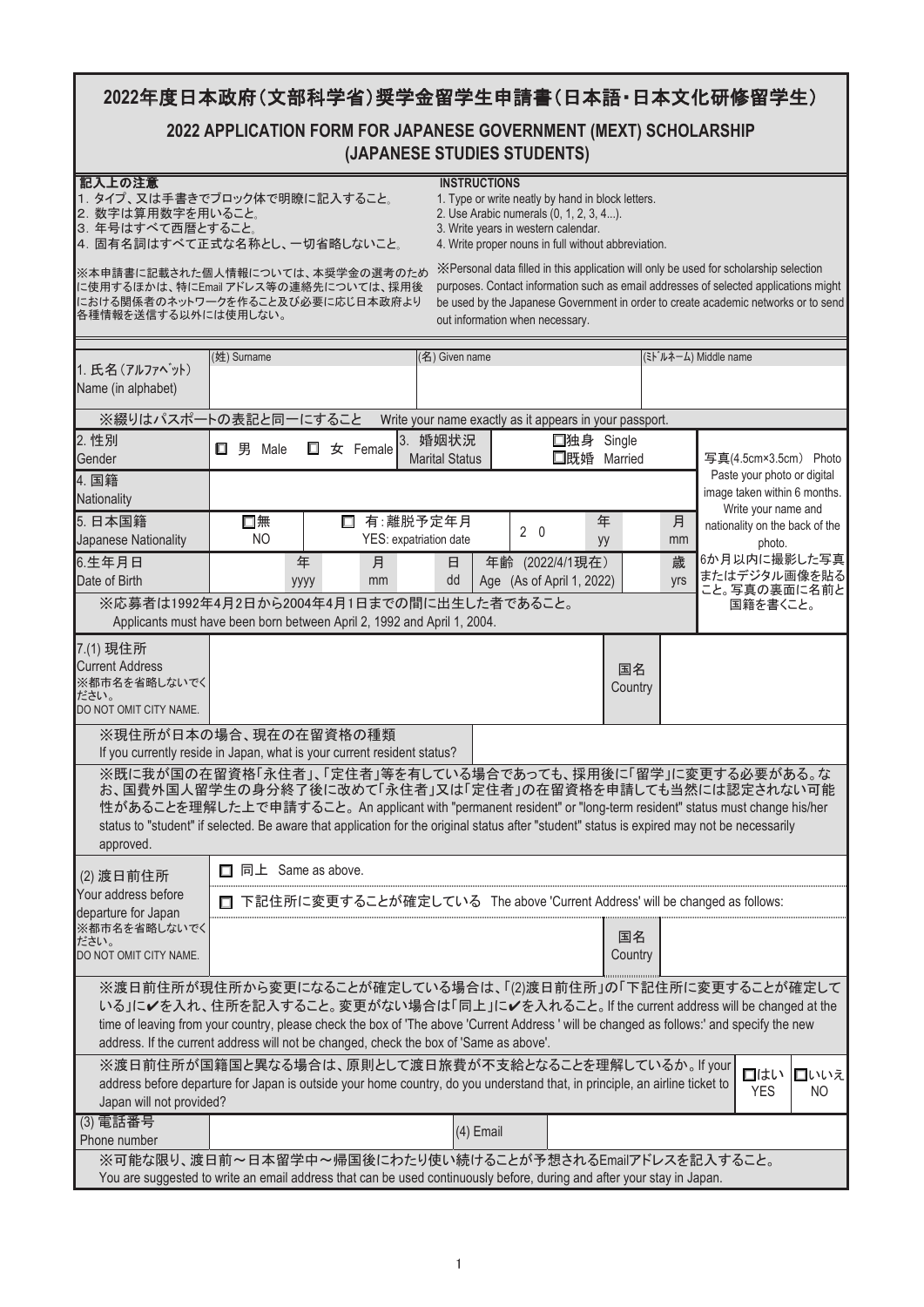# 2022年度日本政府（文部科学省）奨学金留学生申請書（日本語・日本文化研修留学生）

## 2022 APPLICATION FORM FOR JAPANESE GOVERNMENT (MEXT) SCHOLARSHIP (JAPANESE STUDIES STUDENTS)

**記入上の注意**

1. タイプ、又は手書きでブロック体で明瞭に記入すること。
2. 数字は算用数字を用いること。
3. 年号はすべて西暦とすること。
4. 固有名詞はすべて正式な名称とし、一切省略しないこと。

※本申請書に記載された個人情報については、本奨学金の選考のために使用するほかは、特にEmail アドレス等の連絡先については、採用後における関係者のネットワークを作ること及び必要に応じ日本政府より各種情報を送信する以外には使用しない。

**INSTRUCTIONS**

1. Type or write neatly by hand in block letters.
2. Use Arabic numerals (0, 1, 2, 3, 4...).
3. Write years in western calendar.
4. Write proper nouns in full without abbreviation.

※Personal data filled in this application will only be used for scholarship selection purposes. Contact information such as email addresses of selected applications might be used by the Japanese Government in order to create academic networks or to send out information when necessary.

| 1. 氏名（アルファベット） Name (in alphabet) | (姓) Surname | (名) Given name | (ﾐﾄﾞﾙﾈｰﾑ) Middle name |
|---|---|---|---|
| | | | |

※綴りはパスポートの表記と同一にすること　Write your name exactly as it appears in your passport.

| | | | | |
|---|---|---|---|---|
| 2. 性別 Gender | □ 男 Male　□ 女 Female | 3. 婚姻状況 Marital Status | □独身 Single □既婚 Married | 写真(4.5cm×3.5cm) Photo Paste your photo or digital image taken within 6 months. Write your name and nationality on the back of the photo. 6か月以内に撮影した写真またはデジタル画像を貼ること。写真の裏面に名前と国籍を書くこと。 |
| 4. 国籍 Nationality | | | | |
| 5. 日本国籍 Japanese Nationality | □無 NO | □ 有：離脱予定年月 YES: expatriation date | 2 0 ___ 年 yy ___ 月 mm | |
| 6.生年月日 Date of Birth | ___ 年 yyyy ___ 月 mm ___ 日 dd | 年齢 (2022/4/1現在) Age (As of April 1, 2022) | ___ 歳 yrs | |

※応募者は1992年4月2日から2004年4月1日までの間に出生した者であること。
Applicants must have been born between April 2, 1992 and April 1, 2004.

| | | | |
|---|---|---|---|
| 7.(1) 現住所 Current Address ※都市名を省略しないでください。 DO NOT OMIT CITY NAME. | | 国名 Country | |

※現住所が日本の場合、現在の在留資格の種類
If you currently reside in Japan, what is your current resident status?

※既に我が国の在留資格「永住者」、「定住者」等を有している場合であっても、採用後に「留学」に変更する必要がある。なお、国費外国人留学生の身分終了後に改めて「永住者」又は「定住者」の在留資格を申請しても当然には認定されない可能性があることを理解した上で申請すること。An applicant with "permanent resident" or "long-term resident" status must change his/her status to "student" if selected. Be aware that application for the original status after "student" status is expired may not be necessarily approved.

| | | | |
|---|---|---|---|
| (2) 渡日前住所 Your address before departure for Japan ※都市名を省略しないでください。 DO NOT OMIT CITY NAME. | □ 同上 Same as above. | | |
| | □ 下記住所に変更することが確定している The above 'Current Address' will be changed as follows: | | |
| | | 国名 Country | |

※渡日前住所が現住所から変更になることが確定している場合は、「(2)渡日前住所」の「下記住所に変更することが確定している」に✔を入れ、住所を記入すること。変更がない場合は「同上」に✔を入れること。If the current address will be changed at the time of leaving from your country, please check the box of 'The above 'Current Address ' will be changed as follows:' and specify the new address. If the current address will not be changed, check the box of 'Same as above'.

※渡日前住所が国籍国と異なる場合は、原則として渡日旅費が不支給となることを理解しているか。If your address before departure for Japan is outside your home country, do you understand that, in principle, an airline ticket to Japan will not provided?　□はい YES　□いいえ NO

| | | | |
|---|---|---|---|
| (3) 電話番号 Phone number | | (4) Email | |

※可能な限り、渡日前～日本留学中～帰国後にわたり使い続けることが予想されるEmailアドレスを記入すること。
You are suggested to write an email address that can be used continuously before, during and after your stay in Japan.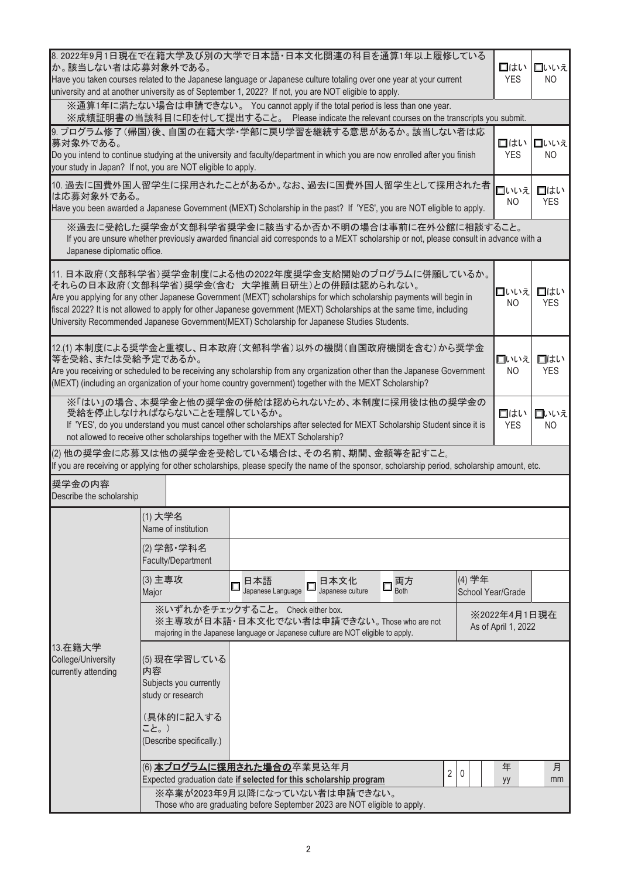| | | |
|---|---|---|
| 8. 2022年9月1日現在で在籍大学及び別の大学で日本語・日本文化関連の科目を通算1年以上履修しているか。該当しない者は応募対象外である。<br>Have you taken courses related to the Japanese language or Japanese culture totaling over one year at your current university and at another university as of September 1, 2022? If not, you are NOT eligible to apply. | □はい YES | □いいえ NO |
| ※通算1年に満たない場合は申請できない。 You cannot apply if the total period is less than one year.<br>※成績証明書の当該科目に印を付して提出すること。 Please indicate the relevant courses on the transcripts you submit. | | |
| 9. プログラム修了(帰国)後、自国の在籍大学・学部に戻り学習を継続する意思があるか。該当しない者は応募対象外である。<br>Do you intend to continue studying at the university and faculty/department in which you are now enrolled after you finish your study in Japan? If not, you are NOT eligible to apply. | □はい YES | □いいえ NO |
| 10. 過去に国費外国人留学生に採用されたことがあるか。なお、過去に国費外国人留学生として採用された者は応募対象外である。<br>Have you been awarded a Japanese Government (MEXT) Scholarship in the past? If 'YES', you are NOT eligible to apply. | □いいえ NO | □はい YES |
| ※過去に受給した奨学金が文部科学省奨学金に該当するか否か不明の場合は事前に在外公館に相談すること。<br>If you are unsure whether previously awarded financial aid corresponds to a MEXT scholarship or not, please consult in advance with a Japanese diplomatic office. | | |
| 11. 日本政府(文部科学省)奨学金制度による他の2022年度奨学金支給開始のプログラムに併願しているか。それらの日本政府(文部科学省)奨学金(含む 大学推薦日研生)との併願は認められない。<br>Are you applying for any other Japanese Government (MEXT) scholarships for which scholarship payments will begin in fiscal 2022? It is not allowed to apply for other Japanese government (MEXT) Scholarships at the same time, including University Recommended Japanese Government(MEXT) Scholarship for Japanese Studies Students. | □いいえ NO | □はい YES |
| 12.(1) 本制度による奨学金と重複し、日本政府(文部科学省)以外の機関(自国政府機関を含む)から奨学金等を受給、または受給予定であるか。<br>Are you receiving or scheduled to be receiving any scholarship from any organization other than the Japanese Government (MEXT) (including an organization of your home country government) together with the MEXT Scholarship? | □いいえ NO | □はい YES |
| ※「はい」の場合、本奨学金と他の奨学金の併給は認められないため、本制度に採用後は他の奨学金の受給を停止しなければならないことを理解しているか。<br>If 'YES', do you understand you must cancel other scholarships after selected for MEXT Scholarship Student since it is not allowed to receive other scholarships together with the MEXT Scholarship? | □はい YES | □いいえ NO |
| (2) 他の奨学金に応募又は他の奨学金を受給している場合は、その名前、期間、金額等を記すこと。<br>If you are receiving or applying for other scholarships, please specify the name of the sponsor, scholarship period, scholarship amount, etc. | | |
| 奨学金の内容<br>Describe the scholarship | | |

| 13.在籍大学<br>College/University currently attending | | | |
|---|---|---|---|
| | (1) 大学名<br>Name of institution | | |
| | (2) 学部・学科名<br>Faculty/Department | | |
| | (3) 主専攻<br>Major | □ 日本語 Japanese Language □ 日本文化 Japanese culture □ 両方 Both | (4) 学年<br>School Year/Grade |
| | | ※いずれかをチェックすること。 Check either box.<br>※主専攻が日本語・日本文化でない者は申請できない。Those who are not majoring in the Japanese language or Japanese culture are NOT eligible to apply. | ※2022年4月1日現在<br>As of April 1, 2022 |
| | (5) 現在学習している内容<br>Subjects you currently study or research<br><br>(具体的に記入すること。)<br>(Describe specifically.) | | |
| | (6) **本プログラムに採用された場合の**卒業見込年月<br>Expected graduation date **if selected for this scholarship program** | 2 0 　 　 年 yy 　 月 mm | |
| | ※卒業が2023年9月以降になっていない者は申請できない。<br>Those who are graduating before September 2023 are NOT eligible to apply. | | |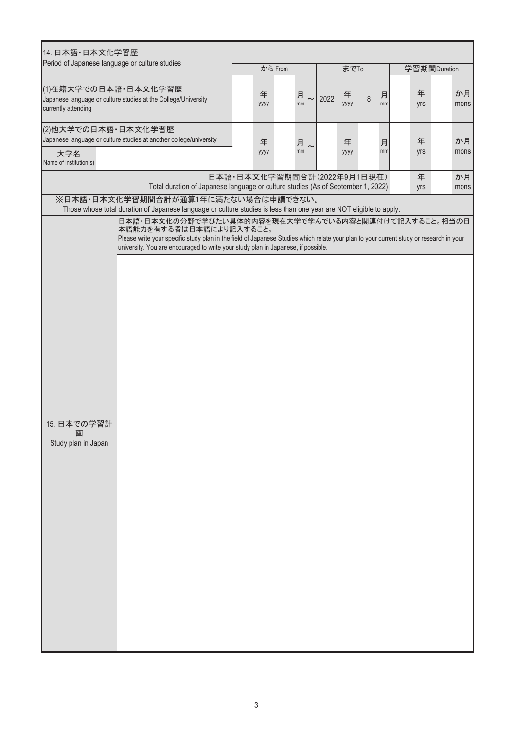| 14. 日本語・日本文化学習歴<br>Period of Japanese language or culture studies | から From | | まで To | | 学習期間 Duration | |
|---|---|---|---|---|---|---|
| (1)在籍大学での日本語・日本文化学習歴<br>Japanese language or culture studies at the College/University currently attending | 年 yyyy | 月 mm ～ | 2022 年 yyyy | 8 月 mm | 年 yrs | か月 mons |
| (2)他大学での日本語・日本文化学習歴<br>Japanese language or culture studies at another college/university<br>大学名<br>Name of institution(s) | 年 yyyy | 月 mm ～ | 年 yyyy | 月 mm | 年 yrs | か月 mons |
| 日本語・日本文化学習期間合計（2022年9月1日現在）<br>Total duration of Japanese language or culture studies (As of September 1, 2022) | | | | | 年 yrs | か月 mons |

※日本語・日本文化学習期間合計が通算1年に満たない場合は申請できない。
Those whose total duration of Japanese language or culture studies is less than one year are NOT eligible to apply.

| 15. 日本での学習計画<br>Study plan in Japan | 日本語・日本文化の分野で学びたい具体的内容を現在大学で学んでいる内容と関連付けて記入すること。相当の日本語能力を有する者は日本語により記入すること。<br>Please write your specific study plan in the field of Japanese Studies which relate your plan to your current study or research in your university. You are encouraged to write your study plan in Japanese, if possible. |
|---|---|
| | |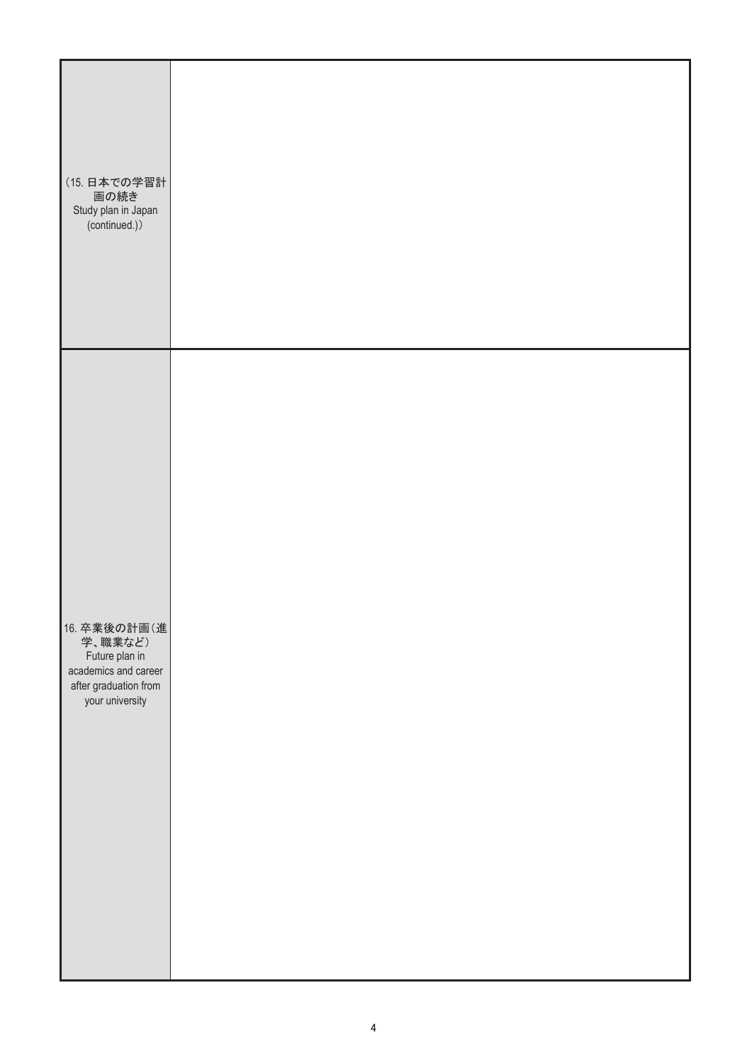| | |
|---|---|
| （15. 日本での学習計画の続き Study plan in Japan (continued.)） | |
| 16. 卒業後の計画（進学、職業など） Future plan in academics and career after graduation from your university | |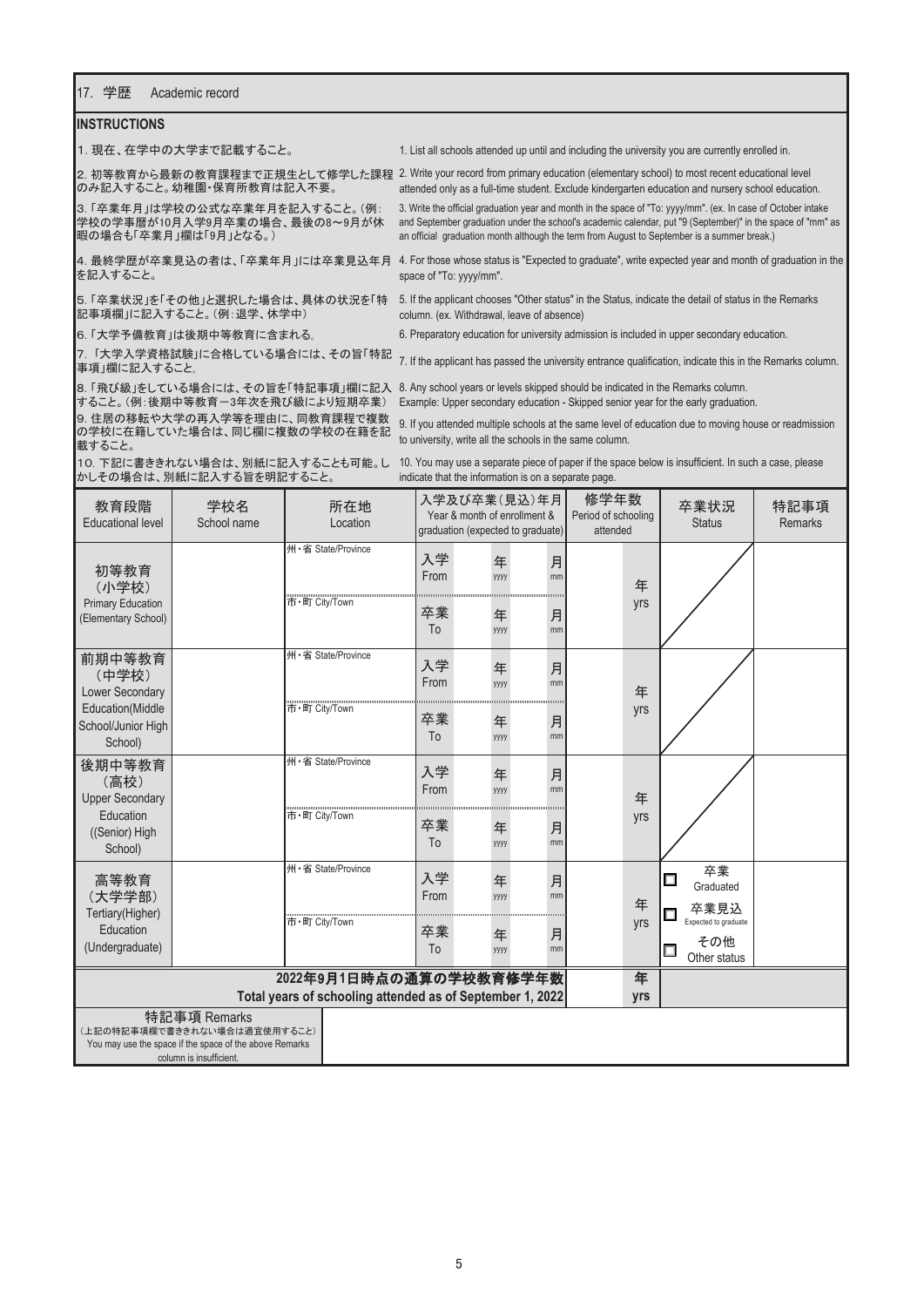## 17. 学歴　Academic record

### INSTRUCTIONS

| | |
|---|---|
| 1. 現在、在学中の大学まで記載すること。 | 1. List all schools attended up until and including the university you are currently enrolled in. |
| 2. 初等教育から最新の教育課程まで正規生として修学した課程のみ記入すること。幼稚園・保育所教育は記入不要。 | 2. Write your record from primary education (elementary school) to most recent educational level attended only as a full-time student. Exclude kindergarten education and nursery school education. |
| 3. 「卒業年月」は学校の公式な卒業年月を記入すること。(例：学校の学事暦が10月入学9月卒業の場合、最後の8～9月が休暇の場合も「卒業月」欄は「9月」となる。) | 3. Write the official graduation year and month in the space of "To: yyyy/mm". (ex. In case of October intake and September graduation under the school's academic calendar, put "9 (September)" in the space of "mm" as an official graduation month although the term from August to September is a summer break.) |
| 4. 最終学歴が卒業見込の者は、「卒業年月」には卒業見込年月を記入すること。 | 4. For those whose status is "Expected to graduate", write expected year and month of graduation in the space of "To: yyyy/mm". |
| 5. 「卒業状況」を「その他」と選択した場合は、具体の状況を「特記事項欄」に記入すること。(例：退学、休学中) | 5. If the applicant chooses "Other status" in the Status, indicate the detail of status in the Remarks column. (ex. Withdrawal, leave of absence) |
| 6. 「大学予備教育」は後期中等教育に含まれる。 | 6. Preparatory education for university admission is included in upper secondary education. |
| 7. 「大学入学資格試験」に合格している場合には、その旨「特記事項」欄に記入すること。 | 7. If the applicant has passed the university entrance qualification, indicate this in the Remarks column. |
| 8. 「飛び級」をしている場合には、その旨を「特記事項」欄に記入すること。(例：後期中等教育－3年次を飛び級により短期卒業) | 8. Any school years or levels skipped should be indicated in the Remarks column. Example: Upper secondary education - Skipped senior year for the early graduation. |
| 9. 住居の移転や大学の再入学等を理由に、同教育課程で複数の学校に在籍していた場合は、同じ欄に複数の学校の在籍を記載すること。 | 9. If you attended multiple schools at the same level of education due to moving house or readmission to university, write all the schools in the same column. |
| 10. 下記に書ききれない場合は、別紙に記入することも可能。しかしその場合は、別紙に記入する旨を明記すること。 | 10. You may use a separate piece of paper if the space below is insufficient. In such a case, please indicate that the information is on a separate page. |

| 教育段階<br>Educational level | 学校名<br>School name | 所在地<br>Location | 入学及び卒業(見込)年月<br>Year & month of enrollment & graduation (expected to graduate) | 修学年数<br>Period of schooling attended | 卒業状況<br>Status | 特記事項<br>Remarks |
|---|---|---|---|---|---|---|
| 初等教育<br>(小学校)<br>Primary Education<br>(Elementary School) | | 州・省 State/Province<br>市・町 City/Town | 入学 From　年 yyyy　月 mm<br>卒業 To　年 yyyy　月 mm | 年 yrs | | |
| 前期中等教育<br>(中学校)<br>Lower Secondary Education(Middle School/Junior High School) | | 州・省 State/Province<br>市・町 City/Town | 入学 From　年 yyyy　月 mm<br>卒業 To　年 yyyy　月 mm | 年 yrs | | |
| 後期中等教育<br>(高校)<br>Upper Secondary Education<br>((Senior) High School) | | 州・省 State/Province<br>市・町 City/Town | 入学 From　年 yyyy　月 mm<br>卒業 To　年 yyyy　月 mm | 年 yrs | | |
| 高等教育<br>(大学学部)<br>Tertiary(Higher) Education<br>(Undergraduate) | | 州・省 State/Province<br>市・町 City/Town | 入学 From　年 yyyy　月 mm<br>卒業 To　年 yyyy　月 mm | 年 yrs | ☐ 卒業 Graduated<br>☐ 卒業見込 Expected to graduate<br>☐ その他 Other status | |
| **2022年9月1日時点の通算の学校教育修学年数**<br>**Total years of schooling attended as of September 1, 2022** | | | | **年 yrs** | | |

| 特記事項 Remarks<br>(上記の特記事項欄で書ききれない場合は適宜使用すること)<br>You may use the space if the space of the above Remarks column is insufficient. | |
|---|---|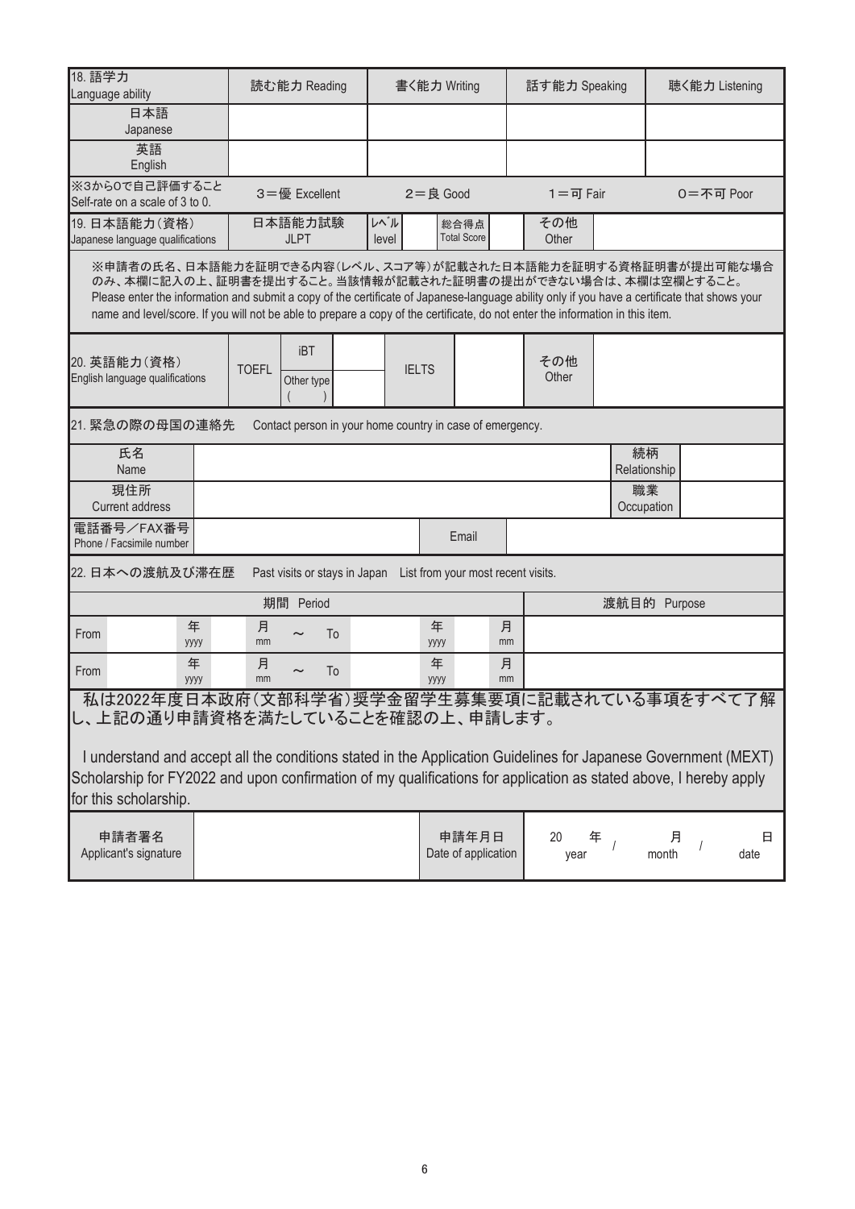| 18. 語学力 Language ability | 読む能力 Reading | 書く能力 Writing | 話す能力 Speaking | 聴く能力 Listening |
|---|---|---|---|---|
| 日本語 Japanese | | | | |
| 英語 English | | | | |
| ※3から0で自己評価すること Self-rate on a scale of 3 to 0. | 3＝優 Excellent | 2＝良 Good | 1＝可 Fair | 0＝不可 Poor |

| 19. 日本語能力（資格） Japanese language qualifications | 日本語能力試験 JLPT | ﾚﾍﾞﾙ level | | 総合得点 Total Score | | その他 Other | |
|---|---|---|---|---|---|---|---|

※申請者の氏名、日本語能力を証明できる内容（レベル、スコア等）が記載された日本語能力を証明する資格証明書が提出可能な場合のみ、本欄に記入の上、証明書を提出すること。当該情報が記載された証明書の提出ができない場合は、本欄は空欄とすること。
Please enter the information and submit a copy of the certificate of Japanese-language ability only if you have a certificate that shows your name and level/score. If you will not be able to prepare a copy of the certificate, do not enter the information in this item.

| 20. 英語能力（資格） English language qualifications | TOEFL | iBT | | IELTS | | その他 Other | |
|---|---|---|---|---|---|---|---|
| | | Other type ( ) | | | | | |

21. 緊急の際の母国の連絡先 Contact person in your home country in case of emergency.

| 氏名 Name | | 続柄 Relationship | |
|---|---|---|---|
| 現住所 Current address | | 職業 Occupation | |
| 電話番号／FAX番号 Phone / Facsimile number | | Email | |

22. 日本への渡航及び滞在歴 Past visits or stays in Japan List from your most recent visits.

| 期間 Period | 渡航目的 Purpose |
|---|---|
| From 年 yyyy 月 mm ～ To 年 yyyy 月 mm | |
| From 年 yyyy 月 mm ～ To 年 yyyy 月 mm | |

私は2022年度日本政府（文部科学省）奨学金留学生募集要項に記載されている事項をすべて了解し、上記の通り申請資格を満たしていることを確認の上、申請します。

I understand and accept all the conditions stated in the Application Guidelines for Japanese Government (MEXT) Scholarship for FY2022 and upon confirmation of my qualifications for application as stated above, I hereby apply for this scholarship.

| 申請者署名 Applicant's signature | | 申請年月日 Date of application | 20 年 year / 月 month / 日 date |
|---|---|---|---|